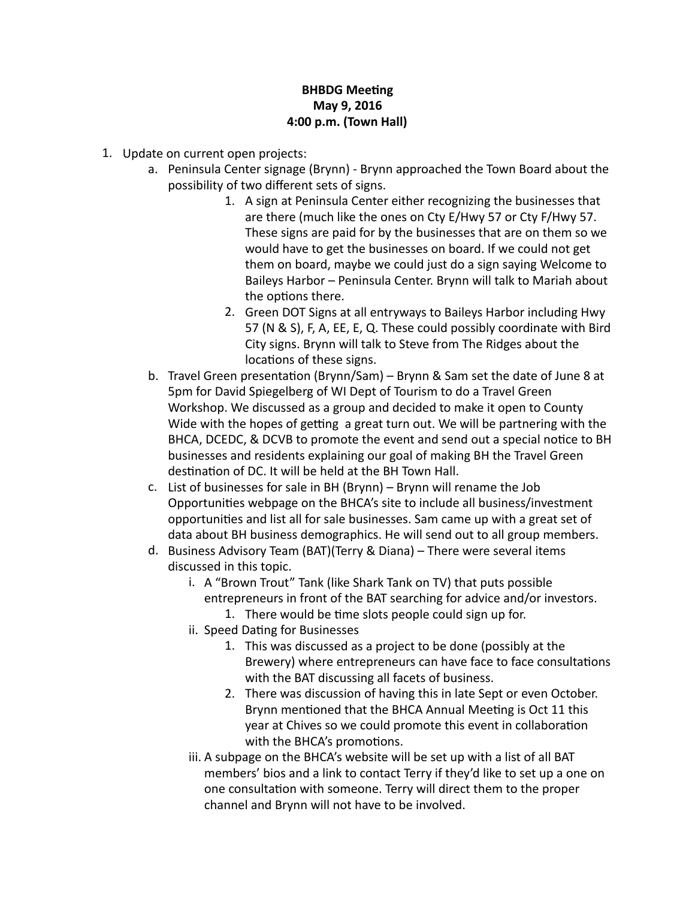**BHBDG Meeting**
**May 9, 2016**
**4:00 p.m. (Town Hall)**

1. Update on current open projects:
   a. Peninsula Center signage (Brynn) - Brynn approached the Town Board about the possibility of two different sets of signs.
      1. A sign at Peninsula Center either recognizing the businesses that are there (much like the ones on Cty E/Hwy 57 or Cty F/Hwy 57. These signs are paid for by the businesses that are on them so we would have to get the businesses on board. If we could not get them on board, maybe we could just do a sign saying Welcome to Baileys Harbor – Peninsula Center. Brynn will talk to Mariah about the options there.
      2. Green DOT Signs at all entryways to Baileys Harbor including Hwy 57 (N & S), F, A, EE, E, Q. These could possibly coordinate with Bird City signs. Brynn will talk to Steve from The Ridges about the locations of these signs.

   b. Travel Green presentation (Brynn/Sam) – Brynn & Sam set the date of June 8 at 5pm for David Spiegelberg of WI Dept of Tourism to do a Travel Green Workshop. We discussed as a group and decided to make it open to County Wide with the hopes of getting a great turn out. We will be partnering with the BHCA, DCEDC, & DCVB to promote the event and send out a special notice to BH businesses and residents explaining our goal of making BH the Travel Green destination of DC. It will be held at the BH Town Hall.

   c. List of businesses for sale in BH (Brynn) – Brynn will rename the Job Opportunities webpage on the BHCA's site to include all business/investment opportunities and list all for sale businesses. Sam came up with a great set of data about BH business demographics. He will send out to all group members.

   d. Business Advisory Team (BAT)(Terry & Diana) – There were several items discussed in this topic.
      i. A "Brown Trout" Tank (like Shark Tank on TV) that puts possible entrepreneurs in front of the BAT searching for advice and/or investors.
         1. There would be time slots people could sign up for.
      ii. Speed Dating for Businesses
         1. This was discussed as a project to be done (possibly at the Brewery) where entrepreneurs can have face to face consultations with the BAT discussing all facets of business.
         2. There was discussion of having this in late Sept or even October. Brynn mentioned that the BHCA Annual Meeting is Oct 11 this year at Chives so we could promote this event in collaboration with the BHCA's promotions.
      iii. A subpage on the BHCA's website will be set up with a list of all BAT members' bios and a link to contact Terry if they'd like to set up a one on one consultation with someone. Terry will direct them to the proper channel and Brynn will not have to be involved.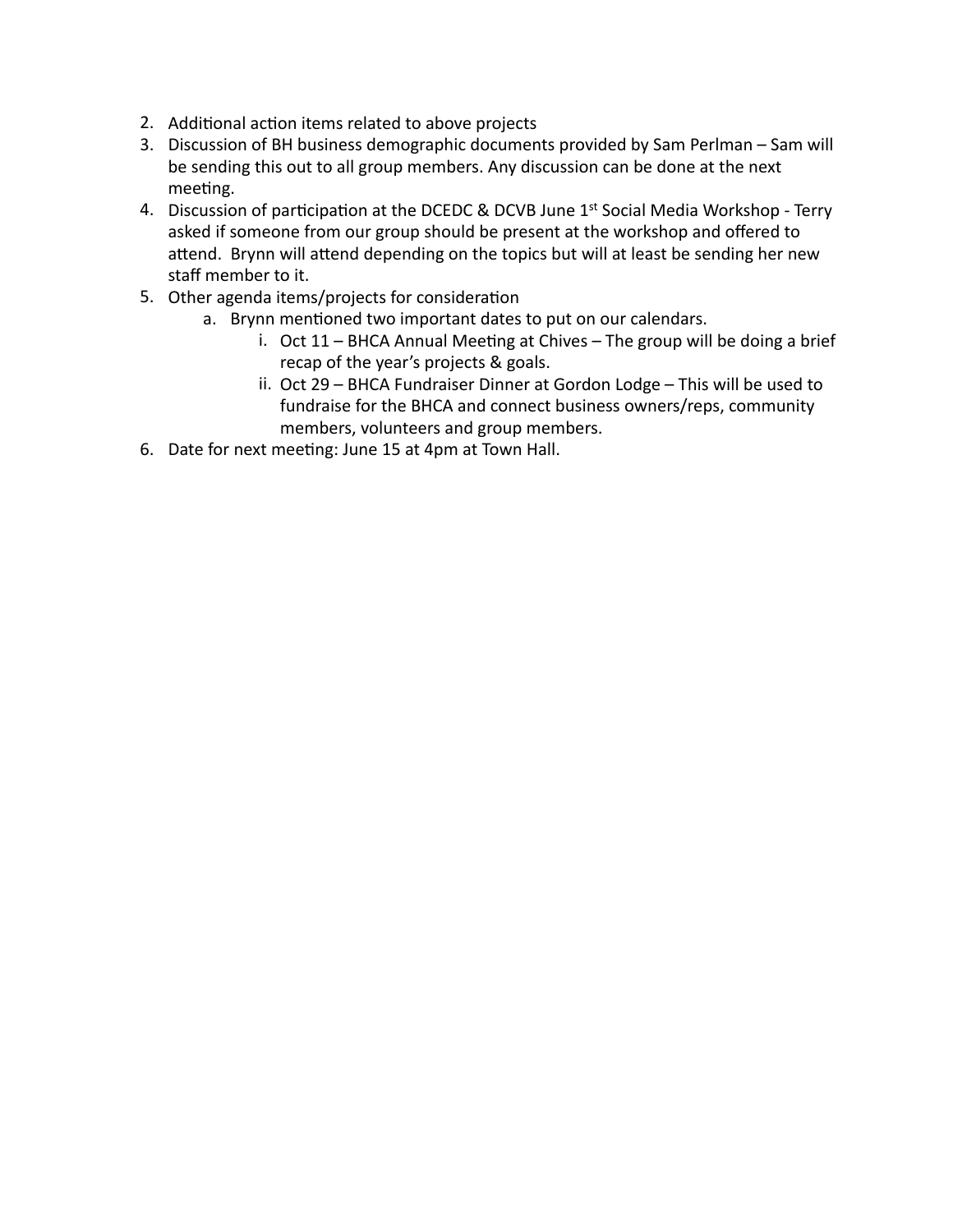2. Additional action items related to above projects
3. Discussion of BH business demographic documents provided by Sam Perlman – Sam will be sending this out to all group members. Any discussion can be done at the next meeting.
4. Discussion of participation at the DCEDC & DCVB June 1st Social Media Workshop - Terry asked if someone from our group should be present at the workshop and offered to attend. Brynn will attend depending on the topics but will at least be sending her new staff member to it.
5. Other agenda items/projects for consideration
    a. Brynn mentioned two important dates to put on our calendars.
        i. Oct 11 – BHCA Annual Meeting at Chives – The group will be doing a brief recap of the year's projects & goals.
        ii. Oct 29 – BHCA Fundraiser Dinner at Gordon Lodge – This will be used to fundraise for the BHCA and connect business owners/reps, community members, volunteers and group members.
6. Date for next meeting: June 15 at 4pm at Town Hall.